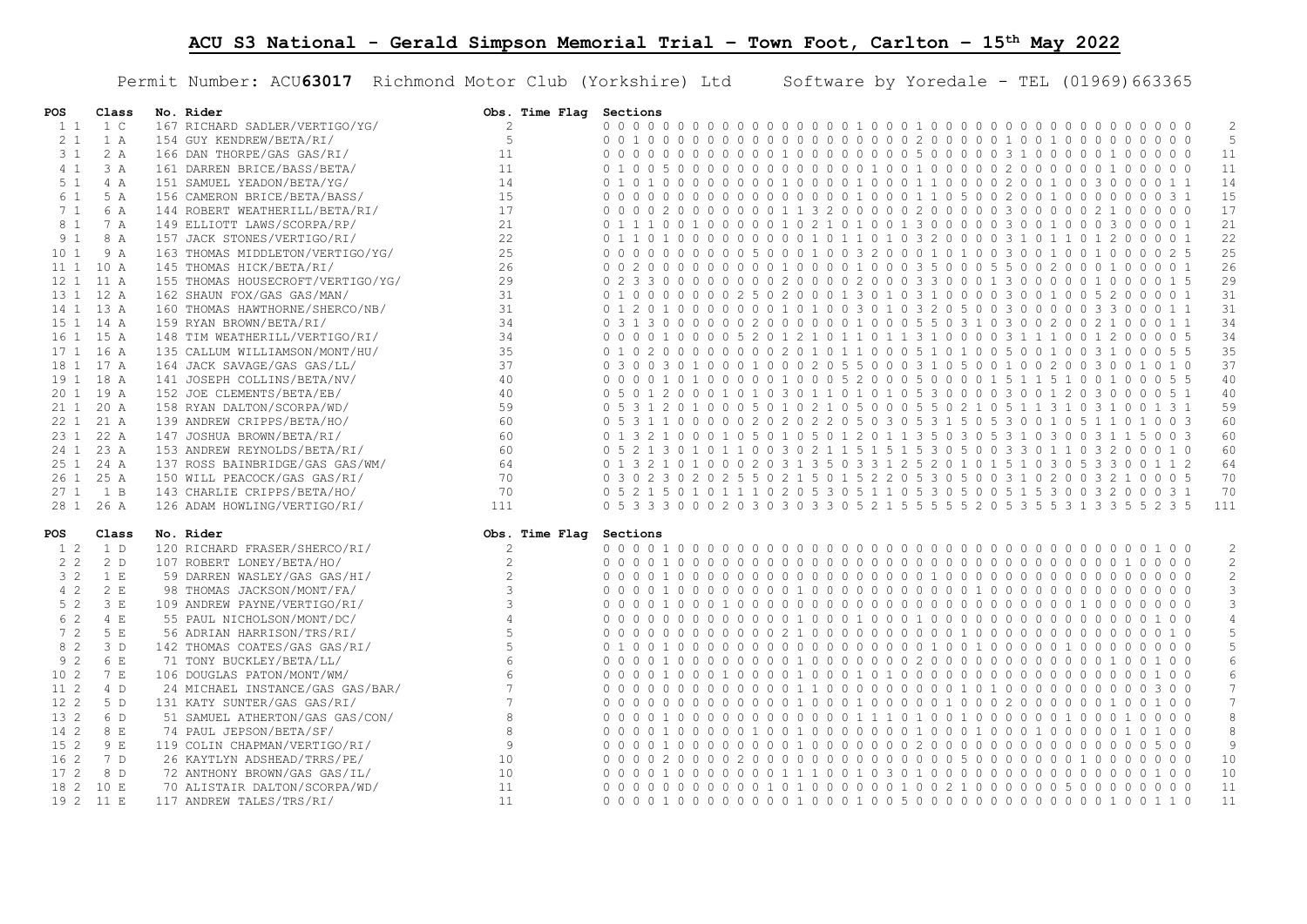# ACU S3 National - Gerald Simpson Memorial Trial – Town Foot, Carlton – 15th May 2022

Permit Number: ACU**63017** Richmond Motor Club (Yorkshire) Ltd Software by Yoredale - TEL (01969)663365

| POS | Class | No. Rider | Obs. | Time | Flag | Sections | |
|---|---|---|---|---|---|---|---|
| 1 1 | 1 C | 167 RICHARD SADLER/VERTIGO/YG/ | 2 | | | 0 0 0 0 0 0 0 0 0 0 0 0 0 0 0 0 0 0 1 0 0 0 1 0 0 0 0 0 0 0 0 0 0 0 0 0 0 0 0 0 | 2 |
| 2 1 | 1 A | 154 GUY KENDREW/BETA/RI/ | 5 | | | 0 0 1 0 0 0 0 0 0 0 0 0 0 0 0 0 0 0 0 0 0 2 0 0 0 0 0 1 0 0 1 0 0 0 0 0 0 0 0 0 | 5 |
| 3 1 | 2 A | 166 DAN THORPE/GAS GAS/RI/ | 11 | | | 0 0 0 0 0 0 0 0 0 0 0 1 0 0 0 0 0 0 0 0 5 0 0 0 0 0 3 1 0 0 0 0 0 1 0 0 0 0 0 | 11 |
| 4 1 | 3 A | 161 DARREN BRICE/BASS/BETA/ | 11 | | | 0 1 0 0 5 0 0 0 0 0 0 0 0 0 0 0 0 0 0 1 0 0 1 0 0 0 0 0 2 0 0 0 0 0 0 1 0 0 0 0 0 | 11 |
| 5 1 | 4 A | 151 SAMUEL YEADON/BETA/YG/ | 14 | | | 0 1 0 1 0 0 0 0 0 0 0 0 1 0 0 0 0 1 0 0 0 1 1 0 0 0 0 2 0 0 1 0 0 3 0 0 0 0 1 1 | 14 |
| 6 1 | 5 A | 156 CAMERON BRICE/BETA/BASS/ | 15 | | | 0 0 0 0 0 0 0 0 0 0 0 0 0 0 0 0 0 1 0 0 0 1 1 0 5 0 0 2 0 0 1 0 0 0 0 0 0 0 3 1 | 15 |
| 7 1 | 6 A | 144 ROBERT WEATHERILL/BETA/RI/ | 17 | | | 0 0 0 0 2 0 0 0 0 0 0 0 1 1 3 2 0 0 0 0 0 2 0 0 0 0 0 3 0 0 0 0 0 2 1 0 0 0 0 0 | 17 |
| 8 1 | 7 A | 149 ELLIOTT LAWS/SCORPA/RP/ | 21 | | | 0 1 1 1 0 0 1 0 0 0 0 0 1 0 2 1 0 1 0 0 1 3 0 0 0 0 0 3 0 0 1 0 0 0 3 0 0 0 0 1 | 21 |
| 9 1 | 8 A | 157 JACK STONES/VERTIGO/RI/ | 22 | | | 0 1 1 0 1 0 0 0 0 0 0 0 0 0 1 0 1 1 0 1 0 3 2 0 0 0 0 3 1 0 1 1 0 1 2 0 0 0 0 1 | 22 |
| 10 1 | 9 A | 163 THOMAS MIDDLETON/VERTIGO/YG/ | 25 | | | 0 0 0 0 0 0 0 0 0 5 0 0 0 1 0 0 3 2 0 0 0 1 0 1 0 0 3 0 0 1 0 0 1 0 0 0 0 2 5 | 25 |
| 11 1 | 10 A | 145 THOMAS HICK/BETA/RI/ | 26 | | | 0 0 2 0 0 0 0 0 0 0 0 0 0 1 0 0 0 0 1 0 0 0 3 5 0 0 0 5 5 0 0 2 0 0 0 1 0 0 0 0 1 | 26 |
| 12 1 | 11 A | 155 THOMAS HOUSECROFT/VERTIGO/YG/ | 29 | | | 0 2 3 3 0 0 0 0 0 0 0 0 2 0 0 0 0 2 0 0 0 3 3 0 0 0 1 3 0 0 0 0 0 1 0 0 0 0 1 5 | 29 |
| 13 1 | 12 A | 162 SHAUN FOX/GAS GAS/MAN/ | 31 | | | 0 1 0 0 0 0 0 0 0 0 2 5 0 2 0 0 0 1 3 0 1 0 3 1 0 0 0 0 3 0 0 1 0 0 5 2 0 0 0 0 1 | 31 |
| 14 1 | 13 A | 160 THOMAS HAWTHORNE/SHERCO/NB/ | 31 | | | 0 1 2 0 1 0 0 0 0 0 0 0 1 0 1 0 0 3 0 1 0 3 2 0 5 0 0 3 0 0 0 0 0 3 3 0 0 0 1 1 | 31 |
| 15 1 | 14 A | 159 RYAN BROWN/BETA/RI/ | 34 | | | 0 3 1 3 0 0 0 0 0 0 2 0 0 0 0 0 0 1 0 0 0 5 5 0 3 1 0 3 0 0 2 0 0 2 1 0 0 0 1 1 | 34 |
| 16 1 | 15 A | 148 TIM WEATHERILL/VERTIGO/RI/ | 34 | | | 0 0 0 0 1 0 0 0 0 5 2 0 1 2 1 0 1 1 0 1 1 3 1 0 0 0 0 3 1 1 1 0 0 1 2 0 0 0 0 5 | 34 |
| 17 1 | 16 A | 135 CALLUM WILLIAMSON/MONT/HU/ | 35 | | | 0 1 0 2 0 0 0 0 0 0 0 0 0 2 0 1 0 1 1 0 0 0 5 1 0 1 0 0 5 0 0 1 0 0 3 1 0 0 0 5 5 | 35 |
| 18 1 | 17 A | 164 JACK SAVAGE/GAS GAS/LL/ | 37 | | | 0 3 0 0 3 0 1 0 0 0 1 0 0 0 2 0 5 5 0 0 0 3 1 0 5 0 0 1 0 0 2 0 0 3 0 0 1 0 1 0 | 37 |
| 19 1 | 18 A | 141 JOSEPH COLLINS/BETA/NV/ | 40 | | | 0 0 0 0 1 0 1 0 0 0 0 0 1 0 0 0 5 2 0 0 0 5 0 0 0 0 1 5 1 1 5 1 0 0 1 0 0 0 5 5 | 40 |
| 20 1 | 19 A | 152 JOE CLEMENTS/BETA/EB/ | 40 | | | 0 5 0 1 2 0 0 0 1 0 1 0 3 0 1 1 0 1 0 1 0 5 3 0 0 0 0 3 0 0 1 2 0 3 0 0 0 0 5 1 | 40 |
| 21 1 | 20 A | 158 RYAN DALTON/SCORPA/WD/ | 59 | | | 0 5 3 1 2 0 1 0 0 0 5 0 1 0 2 1 0 5 0 0 0 5 5 0 2 1 0 5 1 1 3 1 0 3 1 0 0 1 3 1 | 59 |
| 22 1 | 21 A | 139 ANDREW CRIPPS/BETA/HO/ | 60 | | | 0 5 3 1 1 0 0 0 0 0 2 0 2 0 2 2 0 5 0 3 0 5 3 1 5 0 5 3 0 0 1 0 5 1 1 0 1 0 0 3 | 60 |
| 23 1 | 22 A | 147 JOSHUA BROWN/BETA/RI/ | 60 | | | 0 1 3 2 1 0 0 0 1 0 5 0 1 0 5 0 1 2 0 1 1 3 5 0 3 0 5 3 1 0 3 0 0 3 1 1 5 0 0 3 | 60 |
| 24 1 | 23 A | 153 ANDREW REYNOLDS/BETA/RI/ | 60 | | | 0 5 2 1 3 0 1 0 1 1 0 0 3 0 2 1 1 5 1 5 1 5 3 0 5 0 0 3 3 0 1 1 0 3 2 0 0 0 1 0 | 60 |
| 25 1 | 24 A | 137 ROSS BAINBRIDGE/GAS GAS/WM/ | 64 | | | 0 1 3 2 1 0 1 0 0 0 2 0 3 1 3 5 0 3 3 1 2 5 2 0 1 0 1 5 1 0 3 0 5 3 3 0 0 1 1 2 | 64 |
| 26 1 | 25 A | 150 WILL PEACOCK/GAS GAS/RI/ | 70 | | | 0 3 0 2 3 0 2 0 2 5 5 0 2 1 5 0 1 5 2 2 0 5 3 0 5 0 0 3 1 0 2 0 0 3 2 1 0 0 0 5 | 70 |
| 27 1 | 1 B | 143 CHARLIE CRIPPS/BETA/HO/ | 70 | | | 0 5 2 1 5 0 1 0 1 1 1 0 2 0 5 3 0 5 1 1 0 5 3 0 5 0 0 5 1 5 3 0 0 3 2 0 0 0 3 1 | 70 |
| 28 1 | 26 A | 126 ADAM HOWLING/VERTIGO/RI/ | 111 | | | 0 5 3 3 3 0 0 0 2 0 3 0 3 0 3 3 0 5 2 1 5 5 5 5 5 2 0 5 3 5 5 3 1 3 3 5 5 2 3 5 | 111 |

| POS | Class | No. Rider | Obs. | Time | Flag | Sections | |
|---|---|---|---|---|---|---|---|
| 1 2 | 1 D | 120 RICHARD FRASER/SHERCO/RI/ | 2 | | | 0 0 0 0 1 0 0 0 0 0 0 0 0 0 0 0 0 0 0 0 0 0 0 0 0 0 0 0 0 0 0 0 0 0 0 0 0 1 0 0 | 2 |
| 2 2 | 2 D | 107 ROBERT LONEY/BETA/HO/ | 2 | | | 0 0 0 0 1 0 0 0 0 0 0 0 0 0 0 0 0 0 0 0 0 0 0 0 0 0 0 0 0 0 0 0 0 0 0 1 0 0 0 0 | 2 |
| 3 2 | 1 E | 59 DARREN WASLEY/GAS GAS/HI/ | 2 | | | 0 0 0 0 1 0 0 0 0 0 0 0 0 0 0 0 0 0 0 0 0 0 0 0 1 0 0 0 0 0 0 0 0 0 0 0 0 0 0 0 | 2 |
| 4 2 | 2 E | 98 THOMAS JACKSON/MONT/FA/ | 3 | | | 0 0 0 0 1 0 0 0 0 0 0 0 0 1 0 0 0 0 0 0 0 0 0 0 0 0 0 1 0 0 0 0 0 0 0 0 0 0 0 0 | 3 |
| 5 2 | 3 E | 109 ANDREW PAYNE/VERTIGO/RI/ | 3 | | | 0 0 0 0 1 0 0 0 1 0 0 0 0 0 0 0 0 0 0 0 0 0 0 0 0 0 0 0 0 0 0 0 1 0 0 0 0 0 0 0 | 3 |
| 6 2 | 4 E | 55 PAUL NICHOLSON/MONT/DC/ | 4 | | | 0 0 0 0 0 0 0 0 0 0 0 0 0 0 1 0 0 0 1 0 0 0 1 0 0 0 0 0 0 0 0 0 0 0 0 0 0 1 0 0 | 4 |
| 7 2 | 5 E | 56 ADRIAN HARRISON/TRS/RI/ | 5 | | | 0 0 0 0 0 0 0 0 0 0 0 0 0 2 1 0 0 0 0 0 0 0 0 0 0 1 0 0 0 0 0 0 0 0 0 0 0 0 1 0 | 5 |
| 8 2 | 3 D | 142 THOMAS COATES/GAS GAS/RI/ | 5 | | | 0 1 0 0 1 0 0 0 0 0 0 0 0 0 0 0 0 0 0 0 0 0 1 0 0 1 0 0 0 0 0 1 0 0 0 0 0 0 0 0 | 5 |
| 9 2 | 6 E | 71 TONY BUCKLEY/BETA/LL/ | 6 | | | 0 0 0 0 1 0 0 0 0 0 0 0 0 1 0 0 0 0 0 0 0 0 2 0 0 0 0 0 0 0 0 0 0 0 0 1 0 0 1 0 0 | 6 |
| 10 2 | 7 E | 106 DOUGLAS PATON/MONT/WM/ | 6 | | | 0 0 0 0 1 0 0 0 1 0 0 0 0 1 0 0 0 1 0 1 0 0 0 0 0 0 0 0 0 0 0 0 0 0 0 0 0 1 0 0 | 6 |
| 11 2 | 4 D | 24 MICHAEL INSTANCE/GAS GAS/BAR/ | 7 | | | 0 0 0 0 0 0 0 0 0 0 0 0 0 1 1 0 0 0 0 0 0 0 0 0 1 0 1 0 0 0 0 0 0 0 0 0 0 3 0 0 | 7 |
| 12 2 | 5 D | 131 KATY SUNTER/GAS GAS/RI/ | 7 | | | 0 0 0 0 0 0 0 0 0 0 0 0 0 0 1 0 0 0 1 0 0 0 0 0 1 0 0 0 2 0 0 0 0 0 0 1 0 0 1 0 0 | 7 |
| 13 2 | 6 D | 51 SAMUEL ATHERTON/GAS GAS/CON/ | 8 | | | 0 0 0 0 1 0 0 0 0 0 0 0 0 0 0 0 0 1 1 1 0 1 0 0 1 0 0 0 0 0 0 1 0 0 0 1 0 0 0 0 | 8 |
| 14 2 | 8 E | 74 PAUL JEPSON/BETA/SF/ | 8 | | | 0 0 0 0 1 0 0 0 0 0 0 1 0 0 1 0 0 0 0 0 0 0 1 0 0 0 1 0 0 0 1 0 0 0 0 0 1 0 0 0 | 8 |
| 15 2 | 9 E | 119 COLIN CHAPMAN/VERTIGO/RI/ | 9 | | | 0 0 0 0 1 0 0 0 0 0 0 0 0 1 0 0 0 0 0 0 0 0 2 0 0 0 0 0 0 0 0 0 0 0 0 0 0 5 0 0 | 9 |
| 16 2 | 7 D | 26 KAYTLYN ADSHEAD/TRRS/PE/ | 10 | | | 0 0 0 0 2 0 0 0 0 0 2 0 0 0 0 0 0 0 0 0 0 0 0 0 0 5 0 0 0 0 0 0 0 1 0 0 0 0 0 0 | 10 |
| 17 2 | 8 D | 72 ANTHONY BROWN/GAS GAS/IL/ | 10 | | | 0 0 0 0 1 0 0 0 0 0 0 0 1 1 1 0 0 1 0 3 0 1 0 0 0 0 0 0 0 0 0 0 0 0 0 0 0 1 0 0 | 10 |
| 18 2 | 10 E | 70 ALISTAIR DALTON/SCORPA/WD/ | 11 | | | 0 0 0 0 0 0 0 0 0 0 0 0 1 0 1 0 0 0 0 0 0 0 1 0 0 2 1 0 0 0 0 0 0 5 0 0 0 0 0 0 | 11 |
| 19 2 | 11 E | 117 ANDREW TALES/TRS/RI/ | 11 | | | 0 0 0 0 1 0 0 0 0 0 0 0 0 1 0 0 0 0 1 0 0 5 0 0 0 0 0 0 0 0 0 0 0 0 0 0 1 0 0 1 1 0 | 11 |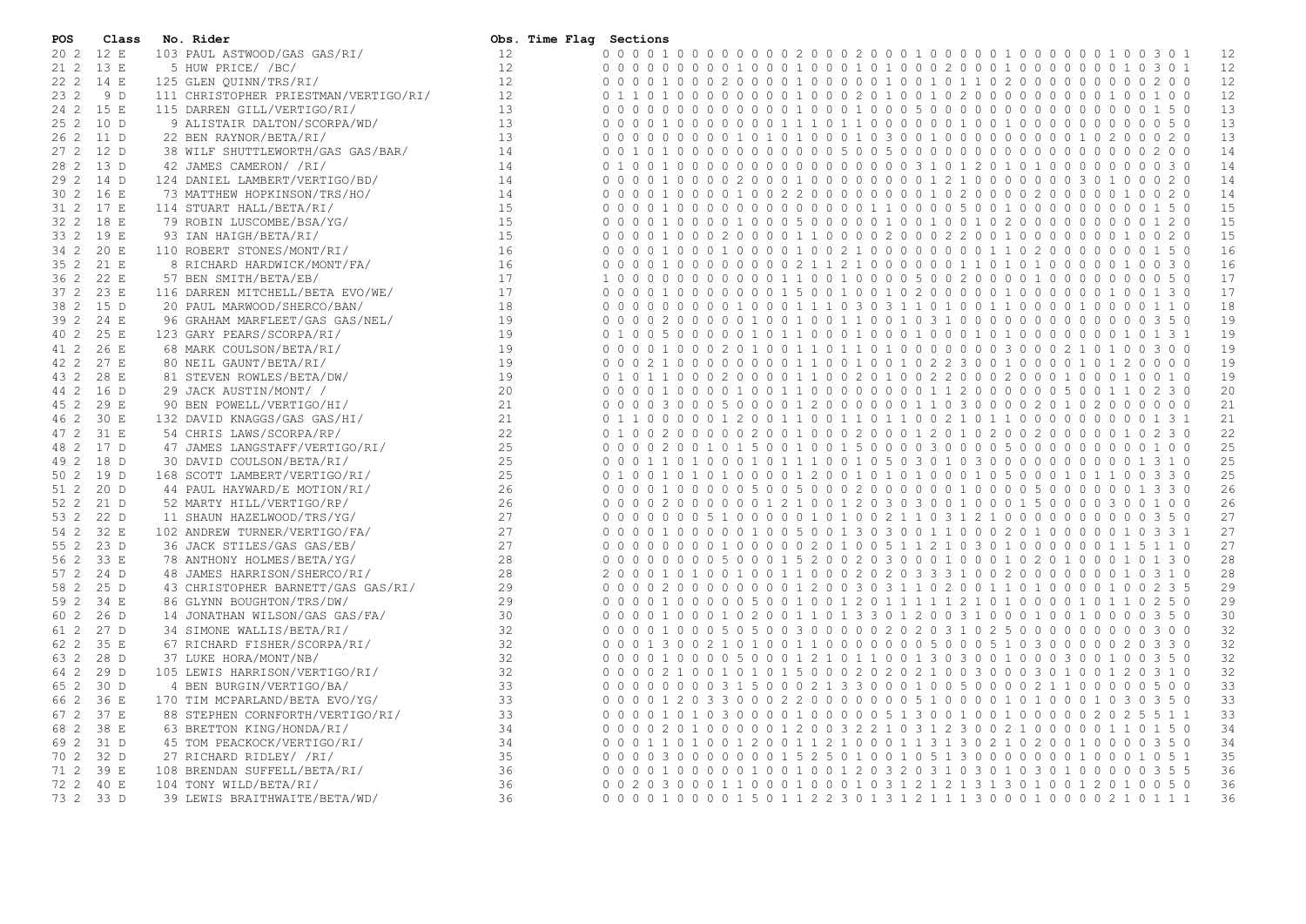| POS | Class | No. Rider | Obs. | Time | Flag | Sections | |
|---|---|---|---|---|---|---|---|
| 20 2 | 12 E | 103 PAUL ASTWOOD/GAS GAS/RI/ | 12 | | | 0 0 0 0 1 0 0 0 0 0 0 0 0 0 2 0 0 0 2 0 0 0 1 0 0 0 0 0 1 0 0 0 0 0 0 0 1 0 0 3 0 1 | 12 |
| 21 2 | 13 E | 5 HUW PRICE/ /BC/ | 12 | | | 0 0 0 0 0 0 0 0 0 1 0 0 0 1 0 0 0 1 0 1 0 0 0 2 0 0 0 1 0 0 0 0 0 0 0 0 1 0 3 0 1 | 12 |
| 22 2 | 14 E | 125 GLEN QUINN/TRS/RI/ | 12 | | | 0 0 0 0 1 0 0 0 2 0 0 0 0 1 0 0 0 0 0 1 0 0 1 0 1 1 0 2 0 0 0 0 0 0 0 0 0 0 0 2 0 0 | 12 |
| 23 2 | 9 D | 111 CHRISTOPHER PRIESTMAN/VERTIGO/RI/ | 12 | | | 0 1 1 0 1 0 0 0 0 0 0 0 0 1 0 0 0 2 0 1 0 0 1 0 2 0 0 0 0 0 0 0 0 0 0 1 0 0 1 0 0 | 12 |
| 24 2 | 15 E | 115 DARREN GILL/VERTIGO/RI/ | 13 | | | 0 0 0 0 0 0 0 0 0 0 0 0 0 1 0 0 0 1 0 0 0 5 0 0 0 0 0 0 0 0 0 0 0 0 0 0 0 0 1 5 0 | 13 |
| 25 2 | 10 D | 9 ALISTAIR DALTON/SCORPA/WD/ | 13 | | | 0 0 0 0 1 0 0 0 0 0 0 1 1 1 0 1 1 0 0 0 0 0 1 0 0 1 0 0 0 0 0 0 0 0 0 0 0 0 0 5 0 | 13 |
| 26 2 | 11 D | 22 BEN RAYNOR/BETA/RI/ | 13 | | | 0 0 0 0 0 0 0 0 0 1 0 1 0 1 0 0 0 1 0 3 0 0 1 0 0 0 0 0 0 0 0 0 0 1 0 2 0 0 0 2 0 | 13 |
| 27 2 | 12 D | 38 WILF SHUTTLEWORTH/GAS GAS/BAR/ | 14 | | | 0 0 1 0 1 0 0 0 0 0 0 0 0 0 0 0 5 0 0 5 0 0 0 0 0 0 0 0 0 0 0 0 0 0 0 0 0 0 2 0 0 | 14 |
| 28 2 | 13 D | 42 JAMES CAMERON/ /RI/ | 14 | | | 0 1 0 0 1 0 0 0 0 0 0 0 0 0 0 0 0 0 0 0 0 0 3 1 0 1 2 0 1 0 1 0 0 0 0 0 0 0 0 3 0 | 14 |
| 29 2 | 14 D | 124 DANIEL LAMBERT/VERTIGO/BD/ | 14 | | | 0 0 0 0 1 0 0 0 0 2 0 0 0 1 0 0 0 0 0 0 0 0 0 1 2 1 0 0 0 0 0 0 0 3 0 1 0 0 0 2 0 | 14 |
| 30 2 | 16 E | 73 MATTHEW HOPKINSON/TRS/HO/ | 14 | | | 0 0 0 0 1 0 0 0 0 1 0 0 2 2 0 0 0 0 0 0 0 0 0 1 0 2 0 0 0 0 2 0 0 0 0 0 1 0 0 2 0 | 14 |
| 31 2 | 17 E | 114 STUART HALL/BETA/RI/ | 15 | | | 0 0 0 0 1 0 0 0 0 0 0 0 0 0 0 0 0 0 0 1 1 0 0 0 0 5 0 0 1 0 0 0 0 0 0 0 0 0 1 5 0 | 15 |
| 32 2 | 18 E | 79 ROBIN LUSCOMBE/BSA/YG/ | 15 | | | 0 0 0 0 1 0 0 0 0 1 0 0 0 5 0 0 0 0 0 1 0 0 1 0 0 1 0 2 0 0 0 0 0 0 0 0 0 0 1 2 0 | 15 |
| 33 2 | 19 E | 93 IAN HAIGH/BETA/RI/ | 15 | | | 0 0 0 0 1 0 0 0 2 0 0 0 0 1 1 0 0 0 0 2 0 0 0 2 2 0 0 1 0 0 0 0 0 0 0 1 0 0 2 0 | 15 |
| 34 2 | 20 E | 110 ROBERT STONES/MONT/RI/ | 16 | | | 0 0 0 0 1 0 0 0 1 0 0 0 0 1 0 0 2 1 0 0 0 0 0 0 0 0 0 1 1 0 2 0 0 0 0 0 0 0 0 1 5 0 | 16 |
| 35 2 | 21 E | 8 RICHARD HARDWICK/MONT/FA/ | 16 | | | 0 0 0 0 1 0 0 0 0 0 0 0 0 2 1 1 2 1 0 0 0 0 0 0 0 1 1 0 1 0 1 0 0 0 0 0 1 0 0 3 0 | 16 |
| 36 2 | 22 E | 57 BEN SMITH/BETA/EB/ | 17 | | | 1 0 0 0 0 0 0 0 0 0 0 0 0 1 1 0 0 1 0 0 0 0 5 0 0 2 0 0 0 0 1 0 0 0 0 0 0 0 0 5 0 | 17 |
| 37 2 | 23 E | 116 DARREN MITCHELL/BETA EVO/WE/ | 17 | | | 0 0 0 0 1 0 0 0 0 0 0 0 0 1 5 0 0 1 0 0 1 0 2 0 0 0 0 0 1 0 0 0 0 0 0 0 1 0 0 1 3 0 | 17 |
| 38 2 | 15 D | 20 PAUL MARWOOD/SHERCO/BAN/ | 18 | | | 0 0 0 0 0 0 0 0 0 1 0 0 0 1 1 1 0 3 0 3 1 1 0 1 0 0 1 1 0 0 0 0 1 0 0 0 0 1 1 0 | 18 |
| 39 2 | 24 E | 96 GRAHAM MARFLEET/GAS GAS/NEL/ | 19 | | | 0 0 0 0 2 0 0 0 0 0 1 0 0 1 0 0 1 1 0 0 1 0 3 1 0 0 0 0 0 0 0 0 0 0 0 0 0 0 3 5 0 | 19 |
| 40 2 | 25 E | 123 GARY PEARS/SCORPA/RI/ | 19 | | | 0 1 0 0 5 0 0 0 0 0 1 0 1 1 0 0 0 1 0 0 0 1 0 0 0 1 0 1 0 0 0 0 0 0 0 0 1 0 1 3 1 | 19 |
| 41 2 | 26 E | 68 MARK COULSON/BETA/RI/ | 19 | | | 0 0 0 0 1 0 0 0 2 0 1 0 0 1 1 0 1 1 0 1 0 0 0 0 0 0 0 3 0 0 0 2 1 0 1 0 0 3 0 0 | 19 |
| 42 2 | 27 E | 80 NEIL GAUNT/BETA/RI/ | 19 | | | 0 0 0 2 1 0 0 0 0 0 0 0 0 0 1 1 0 0 1 0 0 1 0 2 2 3 0 0 1 0 0 0 0 1 0 1 2 0 0 0 0 | 19 |
| 43 2 | 28 E | 81 STEVEN ROWLES/BETA/DW/ | 19 | | | 0 1 0 1 1 0 0 0 2 0 0 0 0 1 1 0 0 2 0 1 0 0 2 2 0 0 0 2 0 0 0 1 0 0 0 1 0 0 1 0 | 19 |
| 44 2 | 16 D | 29 JACK AUSTIN/MONT/ / | 20 | | | 0 0 0 0 1 0 0 0 0 1 0 0 1 1 0 0 0 0 0 0 0 0 1 1 2 0 0 0 0 0 5 0 0 1 1 0 2 3 0 | 20 |
| 45 2 | 29 E | 90 BEN POWELL/VERTIGO/HI/ | 21 | | | 0 0 0 0 3 0 0 0 5 0 0 0 0 1 2 0 0 0 0 0 0 1 1 0 3 0 0 0 0 2 0 1 0 2 0 0 0 0 0 0 | 21 |
| 46 2 | 30 E | 132 DAVID KNAGGS/GAS GAS/HI/ | 21 | | | 0 1 1 0 0 0 0 0 1 2 0 0 1 1 0 0 1 1 0 1 1 0 0 2 1 0 1 1 0 0 0 0 0 0 0 0 0 0 1 3 1 | 21 |
| 47 2 | 31 E | 54 CHRIS LAWS/SCORPA/RP/ | 22 | | | 0 1 0 0 2 0 0 0 0 0 2 0 0 1 0 0 0 2 0 0 0 1 2 0 1 0 2 0 0 2 0 0 0 0 0 1 0 2 3 0 | 22 |
| 48 2 | 17 D | 47 JAMES LANGSTAFF/VERTIGO/RI/ | 25 | | | 0 0 0 0 2 0 0 1 0 1 5 0 0 1 0 0 1 5 0 0 0 0 3 0 0 0 0 5 0 0 0 0 0 0 0 0 0 0 1 0 0 | 25 |
| 49 2 | 18 D | 30 DAVID COULSON/BETA/RI/ | 25 | | | 0 0 0 1 1 0 1 0 0 0 1 0 1 1 1 0 0 1 0 5 0 3 0 1 0 3 0 0 0 0 0 0 0 0 0 0 0 1 3 1 0 | 25 |
| 50 2 | 19 D | 168 SCOTT LAMBERT/VERTIGO/RI/ | 25 | | | 0 1 0 0 1 0 1 0 1 0 0 0 0 1 2 0 0 1 0 1 0 1 0 0 0 1 0 5 0 0 0 1 0 1 1 0 0 3 3 0 | 25 |
| 51 2 | 20 D | 44 PAUL HAYWARD/E MOTION/RI/ | 26 | | | 0 0 0 0 1 0 0 0 0 0 5 0 0 5 0 0 0 2 0 0 0 0 0 0 1 0 0 0 0 5 0 0 0 0 0 0 0 1 3 3 0 | 26 |
| 52 2 | 21 D | 52 MARTY HILL/VERTIGO/RP/ | 26 | | | 0 0 0 0 2 0 0 0 0 0 0 1 2 1 0 0 1 2 0 3 0 3 0 0 1 0 0 0 1 5 0 0 0 0 3 0 0 1 0 0 | 26 |
| 53 2 | 22 D | 11 SHAUN HAZELWOOD/TRS/YG/ | 27 | | | 0 0 0 0 0 0 0 5 1 0 0 0 0 0 1 0 1 0 0 2 1 1 0 3 1 2 1 0 0 0 0 0 0 0 0 0 0 0 3 5 0 | 27 |
| 54 2 | 32 E | 102 ANDREW TURNER/VERTIGO/FA/ | 27 | | | 0 0 0 0 1 0 0 0 0 0 1 0 0 5 0 0 1 3 0 3 0 0 1 1 0 0 0 2 0 1 0 0 0 0 0 1 0 3 3 1 | 27 |
| 55 2 | 23 D | 36 JACK STILES/GAS GAS/EB/ | 27 | | | 0 0 0 0 0 0 0 0 0 1 0 0 0 0 0 2 0 1 0 0 5 1 1 2 1 0 3 0 1 0 0 0 0 0 0 1 1 5 1 1 0 | 27 |
| 56 2 | 33 E | 78 ANTHONY HOLMES/BETA/YG/ | 28 | | | 0 0 0 0 0 0 0 0 5 0 0 0 1 5 2 0 0 2 0 3 0 0 0 1 0 0 0 1 0 2 0 1 0 0 0 1 0 1 3 0 | 28 |
| 57 2 | 24 D | 48 JAMES HARRISON/SHERCO/RI/ | 28 | | | 2 0 0 0 1 0 1 0 0 1 0 0 1 1 0 0 0 2 0 2 0 3 3 3 1 0 0 2 0 0 0 0 0 0 0 0 1 0 3 1 0 | 28 |
| 58 2 | 25 D | 43 CHRISTOPHER BARNETT/GAS GAS/RI/ | 29 | | | 0 0 0 0 2 0 0 0 0 0 0 0 0 1 2 0 0 3 0 3 1 1 0 2 0 0 1 1 0 1 0 0 0 0 1 0 0 2 3 5 | 29 |
| 59 2 | 34 E | 86 GLYNN BOUGHTON/TRS/DW/ | 29 | | | 0 0 0 0 1 0 0 0 0 0 5 0 0 1 0 0 1 2 0 1 1 1 1 1 2 1 0 1 0 0 0 0 1 0 1 1 0 2 5 0 | 29 |
| 60 2 | 26 D | 14 JONATHAN WILSON/GAS GAS/FA/ | 30 | | | 0 0 0 0 1 0 0 0 1 0 2 0 0 1 1 0 1 3 3 0 1 2 0 0 3 1 0 0 0 1 0 0 1 0 0 0 0 3 5 0 | 30 |
| 61 2 | 27 D | 34 SIMONE WALLIS/BETA/RI/ | 32 | | | 0 0 0 0 1 0 0 0 5 0 5 0 0 3 0 0 0 0 0 2 0 2 0 3 1 0 2 5 0 0 0 0 0 0 0 0 0 0 3 0 0 | 32 |
| 62 2 | 35 E | 67 RICHARD FISHER/SCORPA/RI/ | 32 | | | 0 0 0 1 3 0 0 2 1 0 1 0 0 1 1 0 0 0 0 0 0 0 5 0 0 0 5 1 0 3 0 0 0 0 0 2 0 3 3 0 | 32 |
| 63 2 | 28 D | 37 LUKE HORA/MONT/NB/ | 32 | | | 0 0 0 0 1 0 0 0 0 5 0 0 0 1 2 1 0 1 1 0 0 1 3 0 3 0 0 1 0 0 0 3 0 0 1 0 0 3 5 0 | 32 |
| 64 2 | 29 D | 105 LEWIS HARRISON/VERTIGO/RI/ | 32 | | | 0 0 0 0 2 1 0 0 1 0 1 0 1 5 0 0 0 2 0 2 0 2 1 0 0 3 0 0 0 3 0 1 0 0 1 2 0 3 1 0 | 32 |
| 65 2 | 30 D | 4 BEN BURGIN/VERTIGO/BA/ | 33 | | | 0 0 0 0 0 0 0 0 3 1 5 0 0 0 2 1 3 3 0 0 0 1 0 0 5 0 0 0 0 2 1 1 0 0 0 0 0 5 0 0 | 33 |
| 66 2 | 36 E | 170 TIM MCPARLAND/BETA EVO/YG/ | 33 | | | 0 0 0 0 1 2 0 3 3 0 0 0 2 2 0 0 0 0 0 0 0 0 5 1 0 0 0 0 1 0 1 0 0 0 1 0 3 0 3 5 0 | 33 |
| 67 2 | 37 E | 88 STEPHEN CORNFORTH/VERTIGO/RI/ | 33 | | | 0 0 0 0 1 0 1 0 3 0 0 0 0 1 0 0 0 0 0 5 1 3 0 0 1 0 0 1 0 0 0 0 0 2 0 2 5 5 1 1 | 33 |
| 68 2 | 38 E | 63 BRETTON KING/HONDA/RI/ | 34 | | | 0 0 0 0 2 0 1 0 0 0 0 0 1 2 0 0 3 2 2 1 0 3 1 2 3 0 0 2 1 0 0 0 0 0 1 1 0 1 5 0 | 34 |
| 69 2 | 31 D | 45 TOM PEACKOCK/VERTIGO/RI/ | 34 | | | 0 0 0 1 1 0 1 0 0 1 2 0 0 1 1 2 1 0 0 0 1 1 3 1 3 0 2 1 0 2 0 0 1 0 0 0 0 3 5 0 | 34 |
| 70 2 | 32 D | 27 RICHARD RIDLEY/ /RI/ | 35 | | | 0 0 0 0 3 0 0 0 0 0 0 0 0 1 5 2 5 0 1 0 0 1 0 5 1 3 0 0 0 0 0 0 0 1 0 0 0 1 0 5 1 | 35 |
| 71 2 | 39 E | 108 BRENDAN SUFFELL/BETA/RI/ | 36 | | | 0 0 0 0 1 0 0 0 0 0 1 0 0 1 0 0 1 2 0 3 2 0 3 1 0 3 0 1 0 3 0 1 0 0 0 0 0 3 5 5 | 36 |
| 72 2 | 40 E | 104 TONY WILD/BETA/RI/ | 36 | | | 0 0 2 0 3 0 0 0 1 1 0 0 0 1 0 0 0 1 0 3 1 2 1 2 1 3 1 3 0 1 0 0 1 2 0 1 0 0 5 0 | 36 |
| 73 2 | 33 D | 39 LEWIS BRAITHWAITE/BETA/WD/ | 36 | | | 0 0 0 0 1 0 0 0 0 1 5 0 1 1 2 2 3 0 1 3 1 2 1 1 1 3 0 0 0 1 0 0 0 0 2 1 0 1 1 1 | 36 |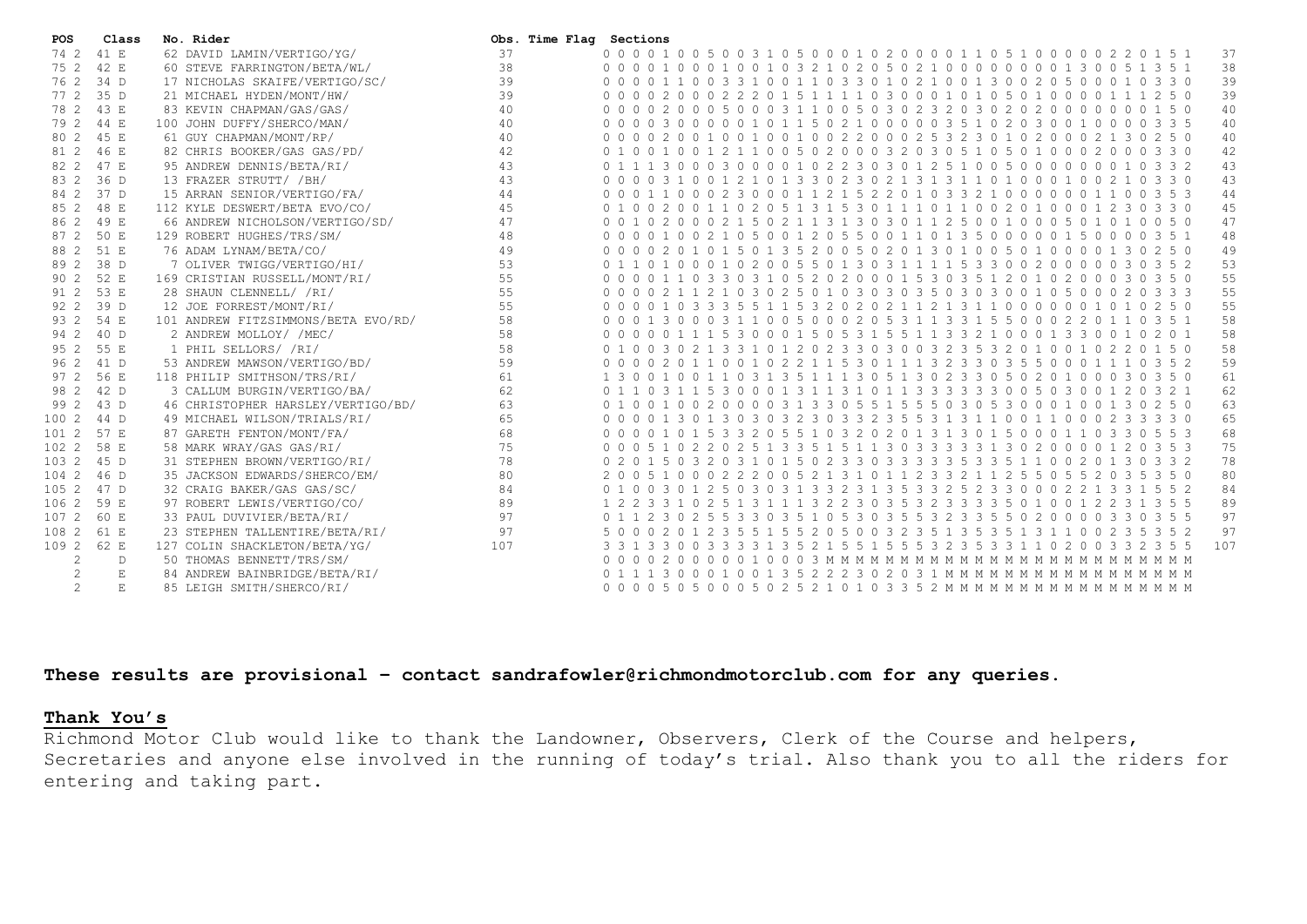| POS | Class | No. Rider | Obs. | Time | Flag | Sections | |
|---|---|---|---|---|---|---|---|
| 74 2 | 41 E | 62 DAVID LAMIN/VERTIGO/YG/ | 37 | | | 0 0 0 0 1 0 0 5 0 0 3 1 0 5 0 0 0 1 0 2 0 0 0 0 1 1 0 5 1 0 0 0 0 0 2 2 0 1 5 1 | 37 |
| 75 2 | 42 E | 60 STEVE FARRINGTON/BETA/WL/ | 38 | | | 0 0 0 0 1 0 0 0 1 0 0 1 0 3 2 1 0 2 0 5 0 2 1 0 0 0 0 0 0 0 0 1 3 0 0 5 1 3 5 1 | 38 |
| 76 2 | 34 D | 17 NICHOLAS SKAIFE/VERTIGO/SC/ | 39 | | | 0 0 0 0 1 1 0 0 3 3 1 0 0 1 1 0 3 3 0 1 0 2 1 0 0 1 3 0 0 2 0 5 0 0 0 1 0 3 3 0 | 39 |
| 77 2 | 35 D | 21 MICHAEL HYDEN/MONT/HW/ | 39 | | | 0 0 0 0 2 0 0 0 2 2 2 0 1 5 1 1 1 1 0 3 0 0 0 1 0 1 0 5 0 1 0 0 0 0 1 1 1 2 5 0 | 39 |
| 78 2 | 43 E | 83 KEVIN CHAPMAN/GAS/GAS/ | 40 | | | 0 0 0 0 2 0 0 0 5 0 0 0 3 1 1 0 0 5 0 3 0 2 3 2 0 3 0 2 0 2 0 0 0 0 0 0 0 1 5 0 | 40 |
| 79 2 | 44 E | 100 JOHN DUFFY/SHERCO/MAN/ | 40 | | | 0 0 0 0 3 0 0 0 0 0 1 0 1 1 5 0 2 1 0 0 0 0 0 3 5 1 0 2 0 3 0 0 1 0 0 0 0 3 3 5 | 40 |
| 80 2 | 45 E | 61 GUY CHAPMAN/MONT/RP/ | 40 | | | 0 0 0 0 2 0 0 1 0 0 1 0 0 1 0 0 2 2 0 0 0 2 5 3 2 3 0 1 0 2 0 0 0 2 1 3 0 2 5 0 | 40 |
| 81 2 | 46 E | 82 CHRIS BOOKER/GAS GAS/PD/ | 42 | | | 0 1 0 0 1 0 0 1 2 1 1 0 0 5 0 2 0 0 0 3 2 0 3 0 5 1 0 5 0 1 0 0 0 2 0 0 0 3 3 0 | 42 |
| 82 2 | 47 E | 95 ANDREW DENNIS/BETA/RI/ | 43 | | | 0 1 1 1 3 0 0 0 3 0 0 0 0 1 0 2 2 3 0 3 0 1 2 5 1 0 0 5 0 0 0 0 0 0 0 1 0 3 3 2 | 43 |
| 83 2 | 36 D | 13 FRAZER STRUTT/ /BH/ | 43 | | | 0 0 0 0 3 1 0 0 1 2 1 0 1 3 3 0 2 3 0 2 1 3 1 3 1 1 0 1 0 0 0 1 0 0 2 1 0 3 3 0 | 43 |
| 84 2 | 37 D | 15 ARRAN SENIOR/VERTIGO/FA/ | 44 | | | 0 0 0 1 1 0 0 0 2 3 0 0 0 1 1 2 1 5 2 2 0 1 0 3 3 2 1 0 0 0 0 0 0 1 1 0 0 3 5 3 | 44 |
| 85 2 | 48 E | 112 KYLE DESWERT/BETA EVO/CO/ | 45 | | | 0 1 0 0 2 0 0 1 1 0 2 0 5 1 3 1 5 3 0 1 1 1 0 1 1 0 0 2 0 1 0 0 0 1 2 3 0 3 3 0 | 45 |
| 86 2 | 49 E | 66 ANDREW NICHOLSON/VERTIGO/SD/ | 47 | | | 0 0 1 0 2 0 0 0 2 1 5 0 2 1 1 3 1 3 0 3 0 1 1 2 5 0 0 1 0 0 0 5 0 1 0 1 0 0 5 0 | 47 |
| 87 2 | 50 E | 129 ROBERT HUGHES/TRS/SM/ | 48 | | | 0 0 0 0 1 0 0 2 1 0 5 0 0 1 2 0 5 5 0 0 1 1 0 1 3 5 0 0 0 0 0 1 5 0 0 0 0 3 5 1 | 48 |
| 88 2 | 51 E | 76 ADAM LYNAM/BETA/CO/ | 49 | | | 0 0 0 0 2 0 1 0 1 5 0 1 3 5 2 0 0 5 0 2 0 1 3 0 1 0 0 5 0 1 0 0 0 0 1 3 0 2 5 0 | 49 |
| 89 2 | 38 D | 7 OLIVER TWIGG/VERTIGO/HI/ | 53 | | | 0 1 1 0 1 0 0 0 1 0 2 0 0 5 5 0 1 3 0 3 1 1 1 1 5 3 3 0 0 2 0 0 0 0 0 3 0 3 5 2 | 53 |
| 90 2 | 52 E | 169 CRISTIAN RUSSELL/MONT/RI/ | 55 | | | 0 0 0 0 1 1 0 3 3 0 3 1 0 5 2 0 2 0 0 0 1 5 3 0 3 5 1 2 0 1 0 2 0 0 0 3 0 3 5 0 | 55 |
| 91 2 | 53 E | 28 SHAUN CLENNELL/ /RI/ | 55 | | | 0 0 0 0 2 1 1 2 1 0 3 0 2 5 0 1 0 3 0 3 0 3 5 0 3 0 3 0 0 1 0 5 0 0 0 2 0 3 3 3 | 55 |
| 92 2 | 39 D | 12 JOE FORREST/MONT/RI/ | 55 | | | 0 0 0 0 1 0 3 3 3 5 5 1 1 5 3 2 0 2 0 2 1 1 2 1 3 1 1 0 0 0 0 0 0 1 0 1 0 2 5 0 | 55 |
| 93 2 | 54 E | 101 ANDREW FITZSIMMONS/BETA EVO/RD/ | 58 | | | 0 0 0 1 3 0 0 0 3 1 1 0 0 5 0 0 0 0 2 0 5 3 1 1 3 3 1 5 5 0 0 0 2 2 0 1 1 0 3 5 1 | 58 |
| 94 2 | 40 D | 2 ANDREW MOLLOY/ /MEC/ | 58 | | | 0 0 0 0 0 1 1 1 5 3 0 0 0 1 5 0 5 3 1 5 5 1 1 3 3 2 1 0 0 0 1 3 3 0 0 1 0 2 0 1 | 58 |
| 95 2 | 55 E | 1 PHIL SELLORS/ /RI/ | 58 | | | 0 1 0 0 3 0 2 1 3 3 1 0 1 2 0 2 3 3 0 3 0 0 3 2 3 5 3 2 0 1 0 0 1 0 2 2 0 1 5 0 | 58 |
| 96 2 | 41 D | 53 ANDREW MAWSON/VERTIGO/BD/ | 59 | | | 0 0 0 0 2 0 1 1 0 0 1 0 2 2 1 1 5 3 0 1 1 1 3 2 3 3 0 3 5 5 0 0 0 1 1 1 0 3 5 2 | 59 |
| 97 2 | 56 E | 118 PHILIP SMITHSON/TRS/RI/ | 61 | | | 1 3 0 0 1 0 0 1 1 0 3 1 3 5 1 1 1 3 0 5 1 3 0 2 3 3 0 5 0 2 0 1 0 0 0 3 0 3 5 0 | 61 |
| 98 2 | 42 D | 3 CALLUM BURGIN/VERTIGO/BA/ | 62 | | | 0 1 1 0 3 1 1 5 3 0 0 0 1 3 1 1 3 1 0 1 1 3 3 3 3 3 3 0 0 5 0 3 0 0 1 2 0 3 2 1 | 62 |
| 99 2 | 43 D | 46 CHRISTOPHER HARSLEY/VERTIGO/BD/ | 63 | | | 0 1 0 0 1 0 0 2 0 0 0 0 3 1 3 3 0 5 5 1 5 5 5 0 3 0 5 3 0 0 0 1 0 0 1 3 0 2 5 0 | 63 |
| 100 2 | 44 D | 49 MICHAEL WILSON/TRIALS/RI/ | 65 | | | 0 0 0 0 1 3 0 1 3 0 3 0 3 2 3 0 3 3 2 3 5 5 3 1 3 1 1 0 0 1 1 0 0 0 2 3 3 3 3 0 | 65 |
| 101 2 | 57 E | 87 GARETH FENTON/MONT/FA/ | 68 | | | 0 0 0 0 1 0 1 5 3 3 2 0 5 5 1 0 3 2 0 2 0 1 3 1 3 0 1 5 0 0 0 1 1 0 3 3 0 5 5 3 | 68 |
| 102 2 | 58 E | 58 MARK WRAY/GAS GAS/RI/ | 75 | | | 0 0 0 5 1 0 2 2 0 2 5 1 3 3 5 1 5 1 1 3 0 3 3 3 3 3 1 3 0 2 0 0 0 0 1 2 0 3 5 3 | 75 |
| 103 2 | 45 D | 31 STEPHEN BROWN/VERTIGO/RI/ | 78 | | | 0 2 0 1 5 0 3 2 0 3 1 0 1 5 0 2 3 3 0 3 3 3 3 3 5 3 3 5 1 1 0 0 2 0 1 3 0 3 3 2 | 78 |
| 104 2 | 46 D | 35 JACKSON EDWARDS/SHERCO/EM/ | 80 | | | 2 0 0 5 1 0 0 0 2 2 2 0 0 5 2 1 3 1 0 1 1 2 3 3 2 1 1 2 5 5 0 5 5 2 0 3 5 3 5 0 | 80 |
| 105 2 | 47 D | 32 CRAIG BAKER/GAS GAS/SC/ | 84 | | | 0 1 0 0 3 0 1 2 5 0 3 0 3 1 3 3 2 3 1 3 5 3 3 2 5 2 3 3 0 0 0 2 2 1 3 3 1 5 5 2 | 84 |
| 106 2 | 59 E | 97 ROBERT LEWIS/VERTIGO/CO/ | 89 | | | 1 2 2 3 3 1 0 2 5 1 3 1 1 1 3 2 2 3 0 3 5 3 2 3 3 3 3 5 0 1 0 0 1 2 2 3 1 3 5 5 | 89 |
| 107 2 | 60 E | 33 PAUL DUVIVIER/BETA/RI/ | 97 | | | 0 1 1 2 3 0 2 5 5 3 3 0 3 5 1 0 5 3 0 3 5 5 3 2 3 3 5 5 0 2 0 0 0 0 3 3 0 3 5 5 | 97 |
| 108 2 | 61 E | 23 STEPHEN TALLENTIRE/BETA/RI/ | 97 | | | 5 0 0 0 2 0 1 2 3 5 5 1 5 5 2 0 5 0 0 3 2 3 5 1 3 5 3 5 1 3 1 1 0 0 2 3 5 3 5 2 | 97 |
| 109 2 | 62 E | 127 COLIN SHACKLETON/BETA/YG/ | 107 | | | 3 3 1 3 3 0 0 3 3 3 3 1 3 5 2 1 5 5 1 5 5 5 3 2 3 5 3 3 1 1 0 2 0 0 3 3 2 3 5 5 | 107 |
| 2 | D | 50 THOMAS BENNETT/TRS/SM/ | | | | 0 0 0 0 2 0 0 0 0 0 1 0 0 0 3 M M M M M M M M M M M M M M M M M M M M M M M M M | |
| 2 | E | 84 ANDREW BAINBRIDGE/BETA/RI/ | | | | 0 1 1 1 3 0 0 0 1 0 0 1 3 5 2 2 2 3 0 2 0 3 1 M M M M M M M M M M M M M M M M M | |
| 2 | E | 85 LEIGH SMITH/SHERCO/RI/ | | | | 0 0 0 0 5 0 5 0 0 0 5 0 2 5 2 1 0 1 0 3 3 5 2 M M M M M M M M M M M M M M M M M | |

**These results are provisional - contact sandrafowler@richmondmotorclub.com for any queries.**

**Thank You's**

Richmond Motor Club would like to thank the Landowner, Observers, Clerk of the Course and helpers, Secretaries and anyone else involved in the running of today's trial. Also thank you to all the riders for entering and taking part.